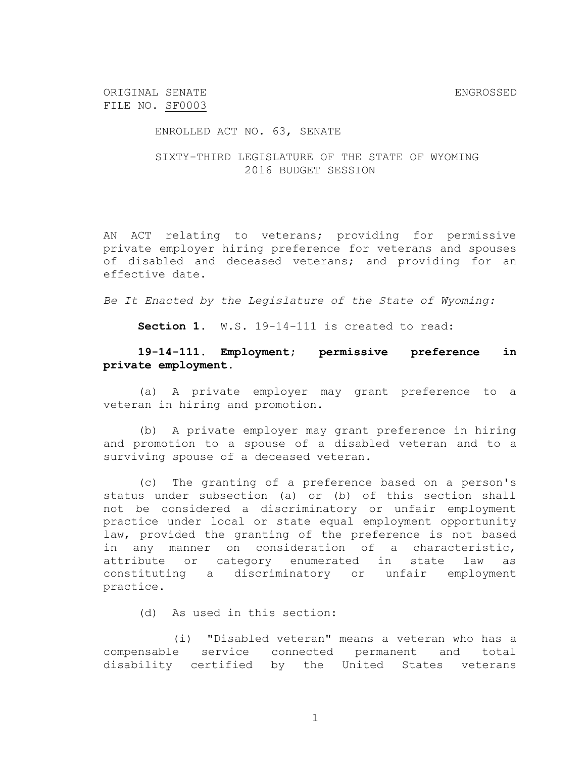ORIGINAL SENATE FILE NO. SF0003 ENGROSSED

ENROLLED ACT NO. 63, SENATE

SIXTY-THIRD LEGISLATURE OF THE STATE OF WYOMING
2016 BUDGET SESSION

AN ACT relating to veterans; providing for permissive private employer hiring preference for veterans and spouses of disabled and deceased veterans; and providing for an effective date.

*Be It Enacted by the Legislature of the State of Wyoming:*

**Section 1.** W.S. 19-14-111 is created to read:

**19-14-111. Employment; permissive preference in private employment.**

(a) A private employer may grant preference to a veteran in hiring and promotion.

(b) A private employer may grant preference in hiring and promotion to a spouse of a disabled veteran and to a surviving spouse of a deceased veteran.

(c) The granting of a preference based on a person's status under subsection (a) or (b) of this section shall not be considered a discriminatory or unfair employment practice under local or state equal employment opportunity law, provided the granting of the preference is not based in any manner on consideration of a characteristic, attribute or category enumerated in state law as constituting a discriminatory or unfair employment practice.

(d) As used in this section:

(i) "Disabled veteran" means a veteran who has a compensable service connected permanent and total disability certified by the United States veterans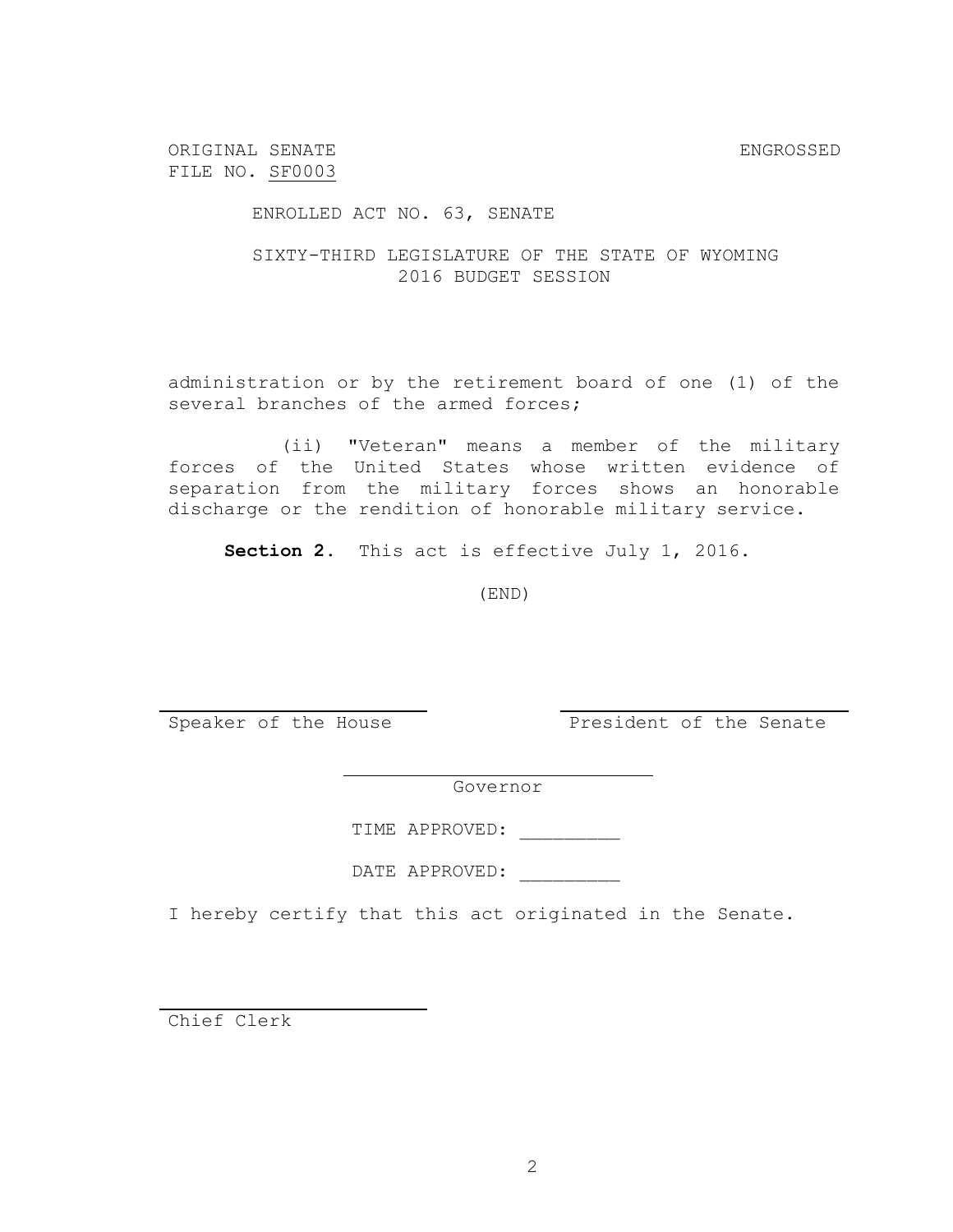ORIGINAL SENATE FILE NO. SF0003 ENGROSSED

ENROLLED ACT NO. 63, SENATE

SIXTY-THIRD LEGISLATURE OF THE STATE OF WYOMING
2016 BUDGET SESSION

administration or by the retirement board of one (1) of the several branches of the armed forces;

(ii) "Veteran" means a member of the military forces of the United States whose written evidence of separation from the military forces shows an honorable discharge or the rendition of honorable military service.

**Section 2**. This act is effective July 1, 2016.

(END)

Speaker of the House

President of the Senate

Governor

TIME APPROVED: _________

DATE APPROVED: _________

I hereby certify that this act originated in the Senate.

Chief Clerk